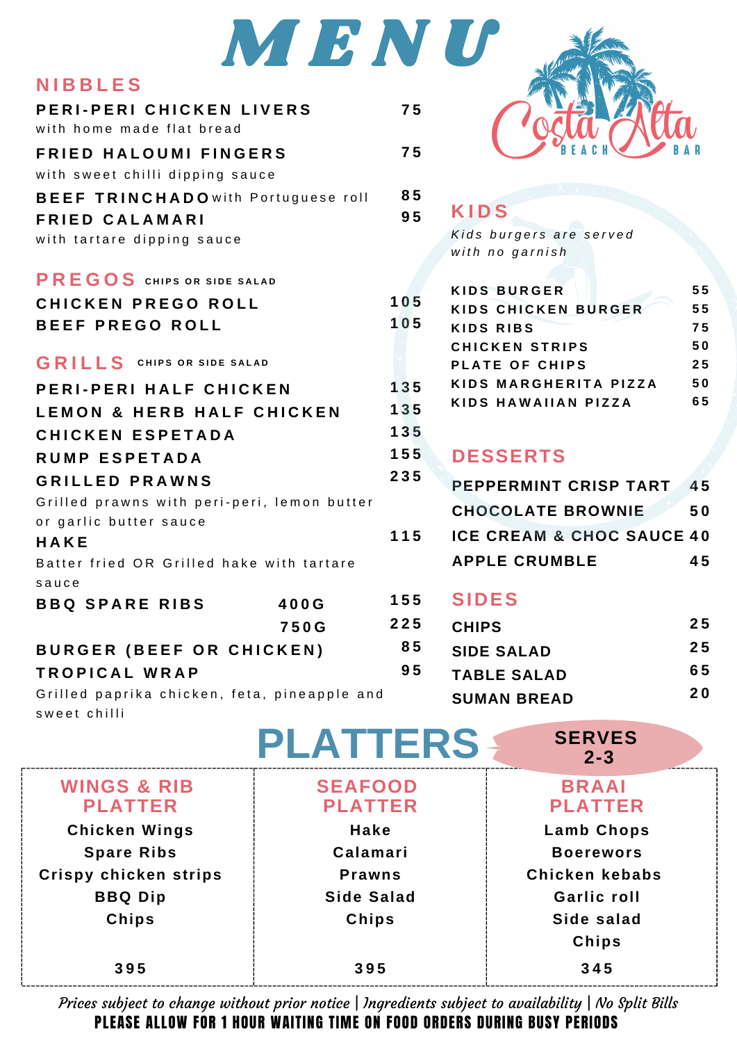# MENU

Costa Alta BEACH BAR

## NIBBLES

**PERI-PERI CHICKEN LIVERS** 75
with home made flat bread

**FRIED HALOUMI FINGERS** 75
with sweet chilli dipping sauce

**BEEF TRINCHADO** with Portuguese roll 85

**FRIED CALAMARI** 95
with tartare dipping sauce

## PREGOS
CHIPS OR SIDE SALAD

**CHICKEN PREGO ROLL** 105

**BEEF PREGO ROLL** 105

## GRILLS
CHIPS OR SIDE SALAD

**PERI-PERI HALF CHICKEN** 135

**LEMON & HERB HALF CHICKEN** 135

**CHICKEN ESPETADA** 135

**RUMP ESPETADA** 155

**GRILLED PRAWNS** 235
Grilled prawns with peri-peri, lemon butter or garlic butter sauce

**HAKE** 115
Batter fried OR Grilled hake with tartare sauce

**BBQ SPARE RIBS** 400G 155 / 750G 225

**BURGER (BEEF OR CHICKEN)** 85

**TROPICAL WRAP** 95
Grilled paprika chicken, feta, pineapple and sweet chilli

## KIDS

*Kids burgers are served with no garnish*

| Item | Price |
|---|---|
| KIDS BURGER | 55 |
| KIDS CHICKEN BURGER | 55 |
| KIDS RIBS | 75 |
| CHICKEN STRIPS | 50 |
| PLATE OF CHIPS | 25 |
| KIDS MARGHERITA PIZZA | 50 |
| KIDS HAWAIIAN PIZZA | 65 |

## DESSERTS

| Item | Price |
|---|---|
| PEPPERMINT CRISP TART | 45 |
| CHOCOLATE BROWNIE | 50 |
| ICE CREAM & CHOC SAUCE | 40 |
| APPLE CRUMBLE | 45 |

## SIDES

| Item | Price |
|---|---|
| CHIPS | 25 |
| SIDE SALAD | 25 |
| TABLE SALAD | 65 |
| SUMAN BREAD | 20 |

## PLATTERS
SERVES 2-3

### WINGS & RIB PLATTER
Chicken Wings
Spare Ribs
Crispy chicken strips
BBQ Dip
Chips

395

### SEAFOOD PLATTER
Hake
Calamari
Prawns
Side Salad
Chips

395

### BRAAI PLATTER
Lamb Chops
Boerewors
Chicken kebabs
Garlic roll
Side salad
Chips

345

*Prices subject to change without prior notice | Ingredients subject to availability | No Split Bills*

**PLEASE ALLOW FOR 1 HOUR WAITING TIME ON FOOD ORDERS DURING BUSY PERIODS**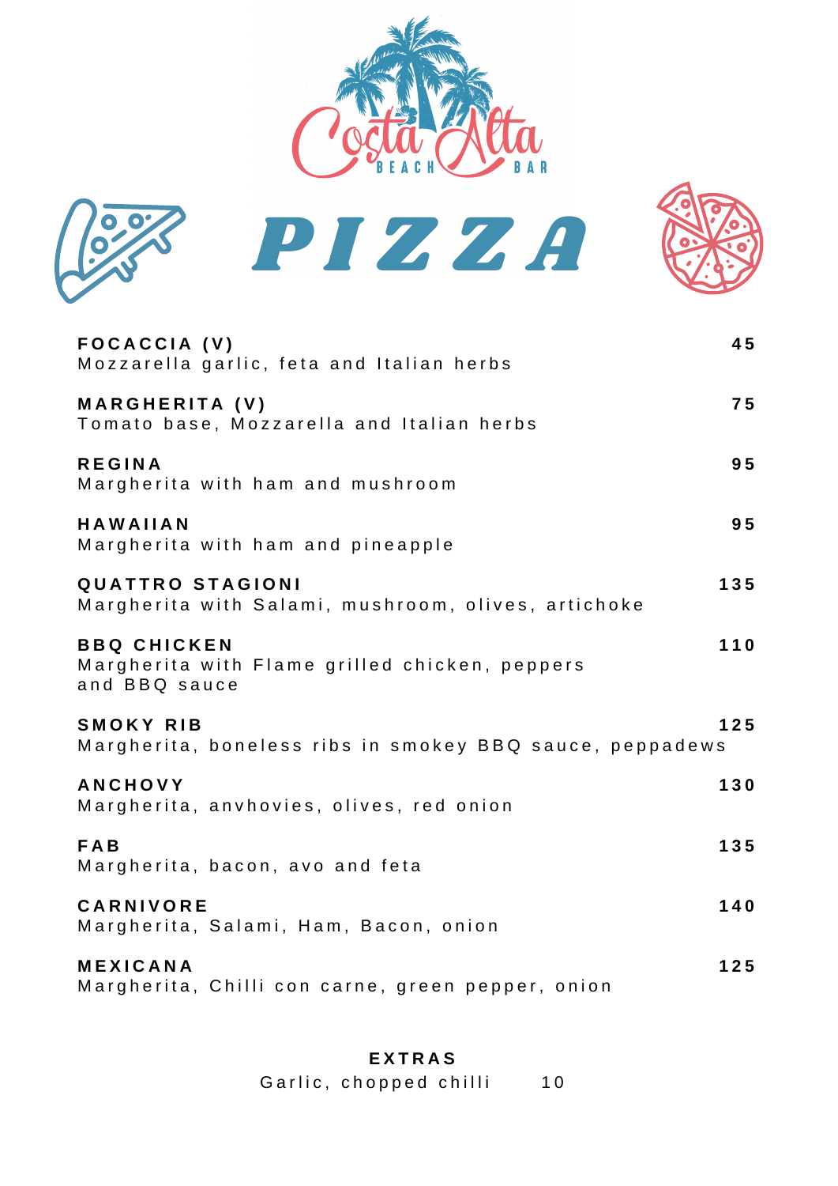Costa Alta

BEACH BAR

# PIZZA

**FOCACCIA (V)** — 45
Mozzarella garlic, feta and Italian herbs

**MARGHERITA (V)** — 75
Tomato base, Mozzarella and Italian herbs

**REGINA** — 95
Margherita with ham and mushroom

**HAWAIIAN** — 95
Margherita with ham and pineapple

**QUATTRO STAGIONI** — 135
Margherita with Salami, mushroom, olives, artichoke

**BBQ CHICKEN** — 110
Margherita with Flame grilled chicken, peppers and BBQ sauce

**SMOKY RIB** — 125
Margherita, boneless ribs in smokey BBQ sauce, peppadews

**ANCHOVY** — 130
Margherita, anvhovies, olives, red onion

**FAB** — 135
Margherita, bacon, avo and feta

**CARNIVORE** — 140
Margherita, Salami, Ham, Bacon, onion

**MEXICANA** — 125
Margherita, Chilli con carne, green pepper, onion

## EXTRAS

Garlic, chopped chilli — 10